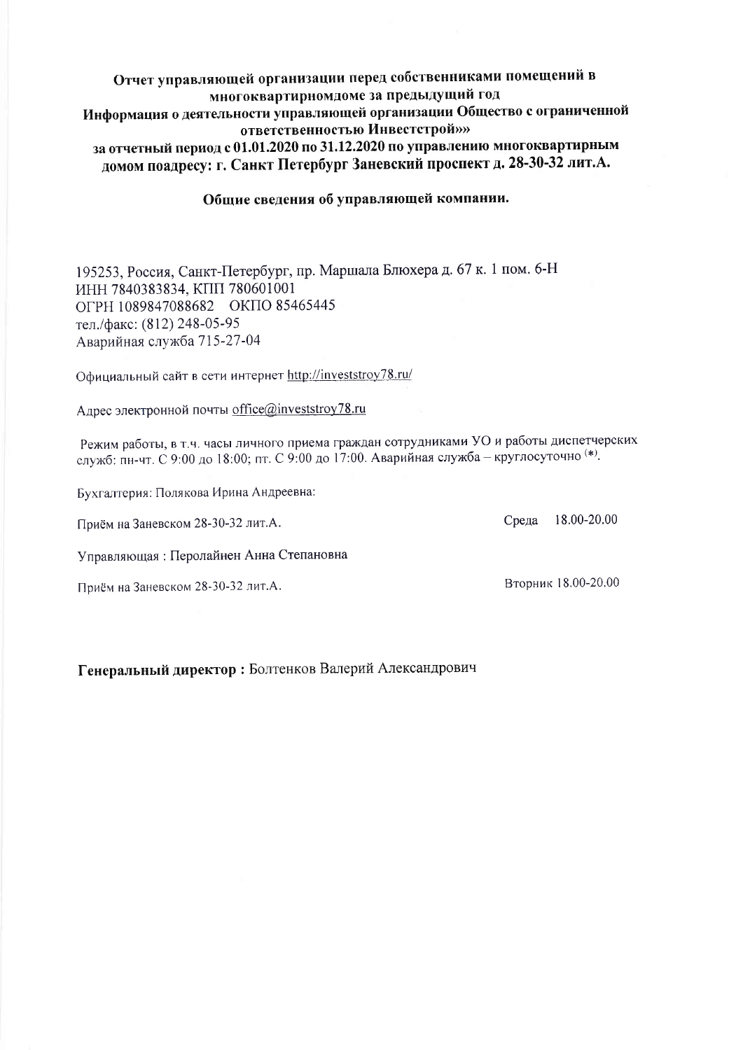**Отчет управляющей организации перед собственниками помещений в многоквартирномдоме за предыдущий год**
**Информация о деятельности управляющей организации Общество с ограниченной ответственностью Инвестстрой»»**
**за отчетный период с 01.01.2020 по 31.12.2020 по управлению многоквартирным домом поадресу: г. Санкт Петербург Заневский проспект д. 28-30-32 лит.А.**

**Общие сведения об управляющей компании.**

195253, Россия, Санкт-Петербург, пр. Маршала Блюхера д. 67 к. 1 пом. 6-Н
ИНН 7840383834, КПП 780601001
ОГРН 1089847088682 ОКПО 85465445
тел./факс: (812) 248-05-95
Аварийная служба 715-27-04

Официальный сайт в сети интернет http://investstroy78.ru/

Адрес электронной почты office@investstroy78.ru

Режим работы, в т.ч. часы личного приема граждан сотрудниками УО и работы диспетчерских служб: пн-чт. С 9:00 до 18:00; пт. С 9:00 до 17:00. Аварийная служба – круглосуточно (*).

Бухгалтерия: Полякова Ирина Андреевна:

Приём на Заневском 28-30-32 лит.А. Среда 18.00-20.00

Управляющая : Перолайнен Анна Степановна

Приём на Заневском 28-30-32 лит.А. Вторник 18.00-20.00

**Генеральный директор :** Болтенков Валерий Александрович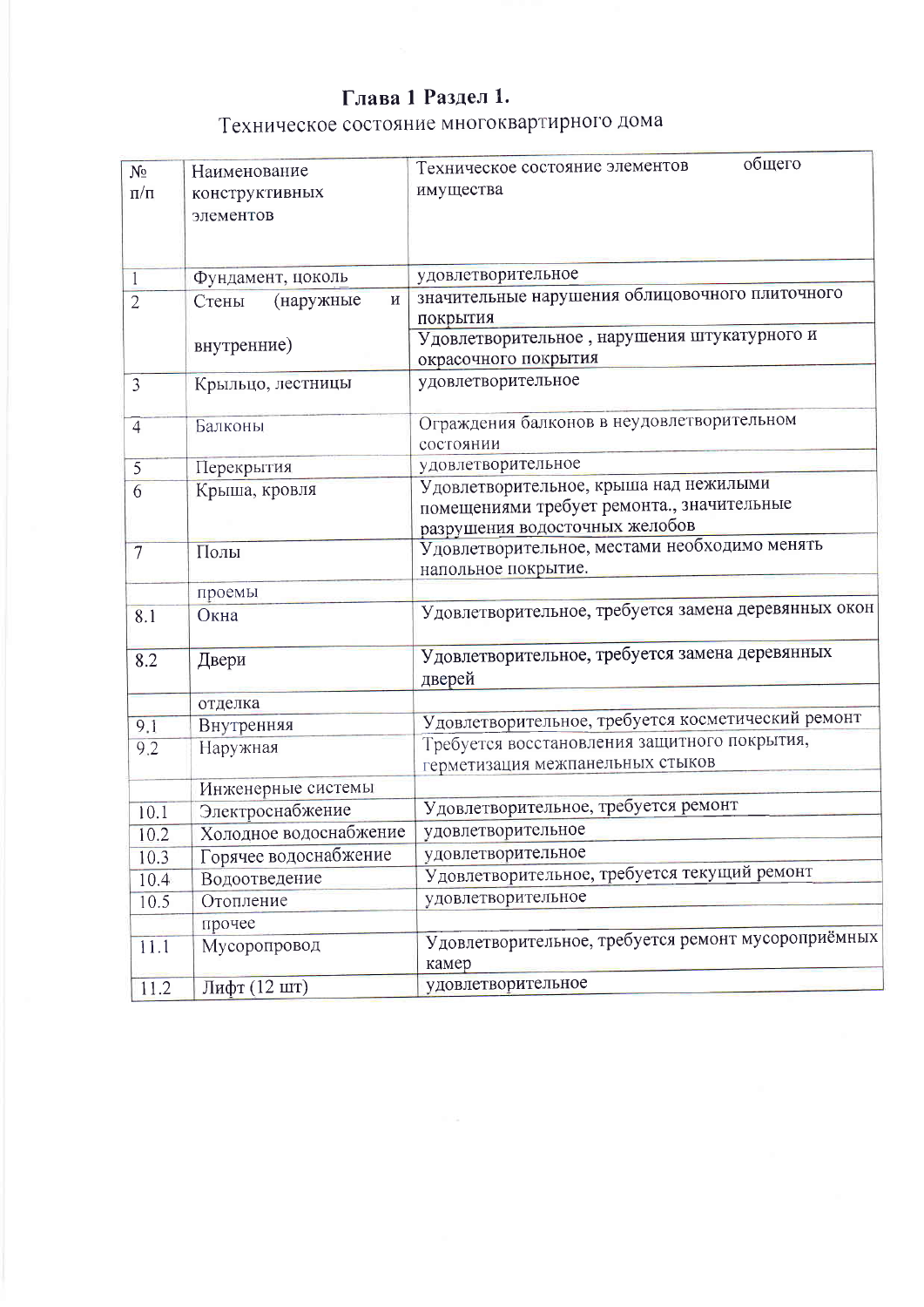## Глава 1 Раздел 1.

Техническое состояние многоквартирного дома

| № п/п | Наименование конструктивных элементов | Техническое состояние элементов общего имущества |
|---|---|---|
| 1 | Фундамент, цоколь | удовлетворительное |
| 2 | Стены (наружные и внутренние) | значительные нарушения облицовочного плиточного покрытия |
| | | Удовлетворительное , нарушения штукатурного и окрасочного покрытия |
| 3 | Крыльцо, лестницы | удовлетворительное |
| 4 | Балконы | Ограждения балконов в неудовлетворительном состоянии |
| 5 | Перекрытия | удовлетворительное |
| 6 | Крыша, кровля | Удовлетворительное, крыша над нежилыми помещениями требует ремонта., значительные разрушения водосточных желобов |
| 7 | Полы | Удовлетворительное, местами необходимо менять напольное покрытие. |
| | проемы | |
| 8.1 | Окна | Удовлетворительное, требуется замена деревянных окон |
| 8.2 | Двери | Удовлетворительное, требуется замена деревянных дверей |
| | отделка | |
| 9.1 | Внутренняя | Удовлетворительное, требуется косметический ремонт |
| 9.2 | Наружная | Требуется восстановления защитного покрытия, герметизация межпанельных стыков |
| | Инженерные системы | |
| 10.1 | Электроснабжение | Удовлетворительное, требуется ремонт |
| 10.2 | Холодное водоснабжение | удовлетворительное |
| 10.3 | Горячее водоснабжение | удовлетворительное |
| 10.4 | Водоотведение | Удовлетворительное, требуется текущий ремонт |
| 10.5 | Отопление | удовлетворительное |
| | прочее | |
| 11.1 | Мусоропровод | Удовлетворительное, требуется ремонт мусороприёмных камер |
| 11.2 | Лифт (12 шт) | удовлетворительное |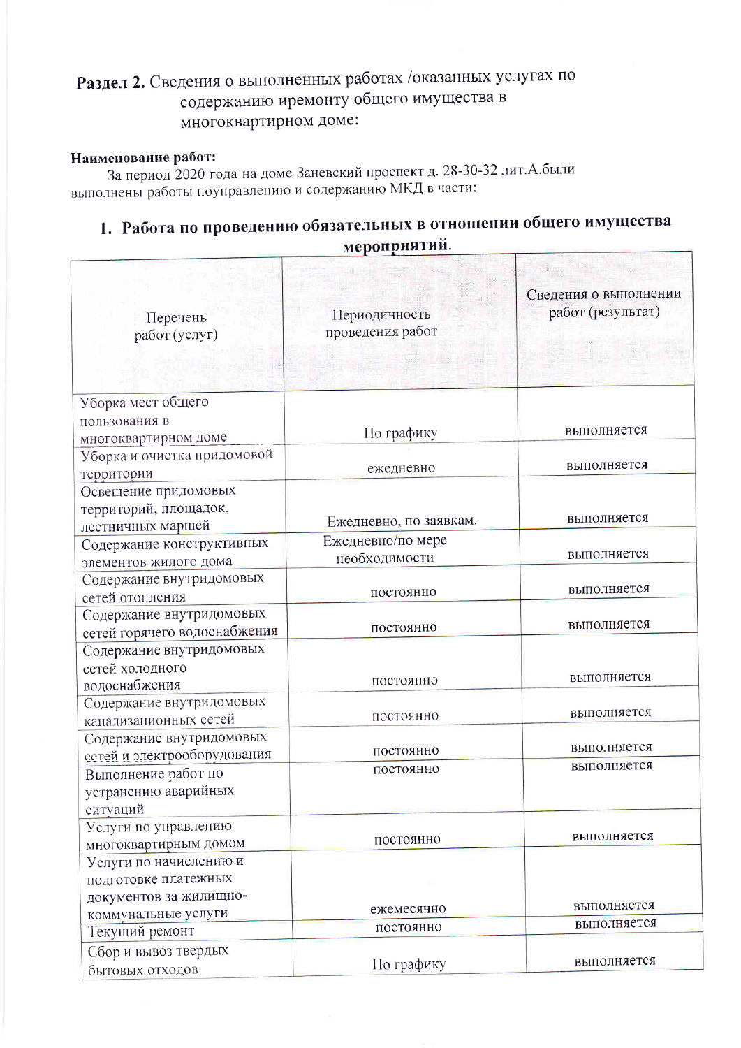**Раздел 2.** Сведения о выполненных работах /оказанных услугах по содержанию иремонту общего имущества в многоквартирном доме:

**Наименование работ:**

За период 2020 года на доме Заневский проспект д. 28-30-32 лит.А.были выполнены работы поуправлению и содержанию МКД в части:

## 1. Работа по проведению обязательных в отношении общего имущества мероприятий.

| Перечень работ (услуг) | Периодичность проведения работ | Сведения о выполнении работ (результат) |
|---|---|---|
| Уборка мест общего пользования в многоквартирном доме | По графику | выполняется |
| Уборка и очистка придомовой территории | ежедневно | выполняется |
| Освещение придомовых территорий, площадок, лестничных маршей | Ежедневно, по заявкам. | выполняется |
| Содержание конструктивных элементов жилого дома | Ежедневно/по мере необходимости | выполняется |
| Содержание внутридомовых сетей отопления | постоянно | выполняется |
| Содержание внутридомовых сетей горячего водоснабжения | постоянно | выполняется |
| Содержание внутридомовых сетей холодного водоснабжения | постоянно | выполняется |
| Содержание внутридомовых канализационных сетей | постоянно | выполняется |
| Содержание внутридомовых сетей и электрооборудования | постоянно | выполняется |
| Выполнение работ по устранению аварийных ситуаций | постоянно | выполняется |
| Услуги по управлению многоквартирным домом | постоянно | выполняется |
| Услуги по начислению и подготовке платежных документов за жилищно-коммунальные услуги | ежемесячно | выполняется |
| Текущий ремонт | постоянно | выполняется |
| Сбор и вывоз твердых бытовых отходов | По графику | выполняется |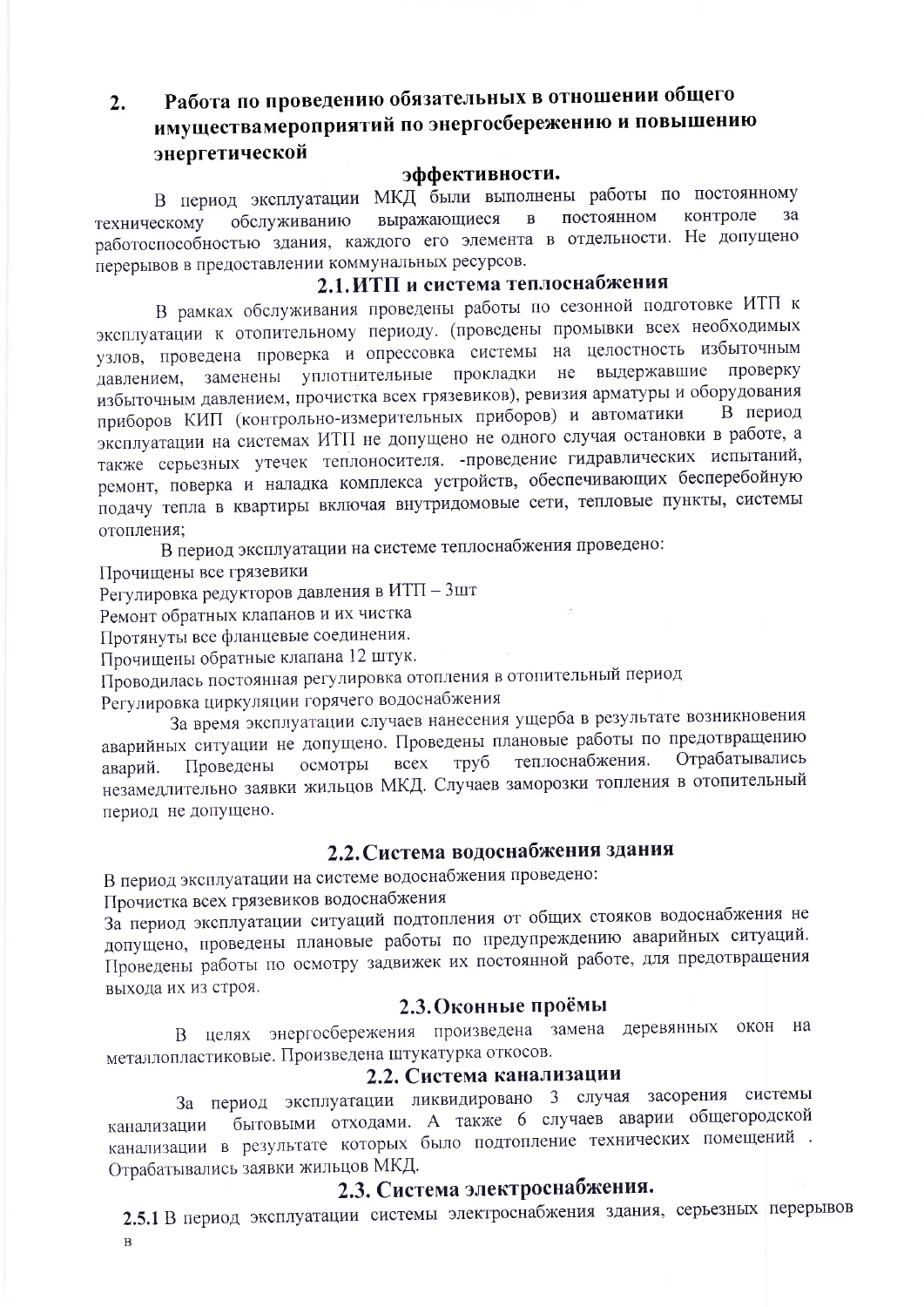## 2. Работа по проведению обязательных в отношении общего имуществамероприятий по энергосбережению и повышению энергетической эффективности.

В период эксплуатации МКД были выполнены работы по постоянному техническому обслуживанию выражающиеся в постоянном контроле за работоспособностью здания, каждого его элемента в отдельности. Не допущено перерывов в предоставлении коммунальных ресурсов.

### 2.1. ИТП и система теплоснабжения

В рамках обслуживания проведены работы по сезонной подготовке ИТП к эксплуатации к отопительному периоду. (проведены промывки всех необходимых узлов, проведена проверка и опрессовка системы на целостность избыточным давлением, заменены уплотнительные прокладки не выдержавшие проверку избыточным давлением, прочистка всех грязевиков), ревизия арматуры и оборудования приборов КИП (контрольно-измерительных приборов) и автоматики В период эксплуатации на системах ИТП не допущено не одного случая остановки в работе, а также серьезных утечек теплоносителя. -проведение гидравлических испытаний, ремонт, поверка и наладка комплекса устройств, обеспечивающих бесперебойную подачу тепла в квартиры включая внутридомовые сети, тепловые пункты, системы отопления;

В период эксплуатации на системе теплоснабжения проведено:

Прочищены все грязевики

Регулировка редукторов давления в ИТП – 3шт

Ремонт обратных клапанов и их чистка

Протянуты все фланцевые соединения.

Прочищены обратные клапана 12 штук.

Проводилась постоянная регулировка отопления в отопительный период

Регулировка циркуляции горячего водоснабжения

За время эксплуатации случаев нанесения ущерба в результате возникновения аварийных ситуации не допущено. Проведены плановые работы по предотвращению аварий. Проведены осмотры всех труб теплоснабжения. Отрабатывались незамедлительно заявки жильцов МКД. Случаев заморозки топления в отопительный период не допущено.

### 2.2. Система водоснабжения здания

В период эксплуатации на системе водоснабжения проведено:

Прочистка всех грязевиков водоснабжения

За период эксплуатации ситуаций подтопления от общих стояков водоснабжения не допущено, проведены плановые работы по предупреждению аварийных ситуаций. Проведены работы по осмотру задвижек их постоянной работе, для предотвращения выхода их из строя.

### 2.3. Оконные проёмы

В целях энергосбережения произведена замена деревянных окон на металлопластиковые. Произведена штукатурка откосов.

### 2.2. Система канализации

За период эксплуатации ликвидировано 3 случая засорения системы канализации бытовыми отходами. А также 6 случаев аварии общегородской канализации в результате которых было подтопление технических помещений . Отрабатывались заявки жильцов МКД.

### 2.3. Система электроснабжения.

**2.5.1** В период эксплуатации системы электроснабжения здания, серьезных перерывов в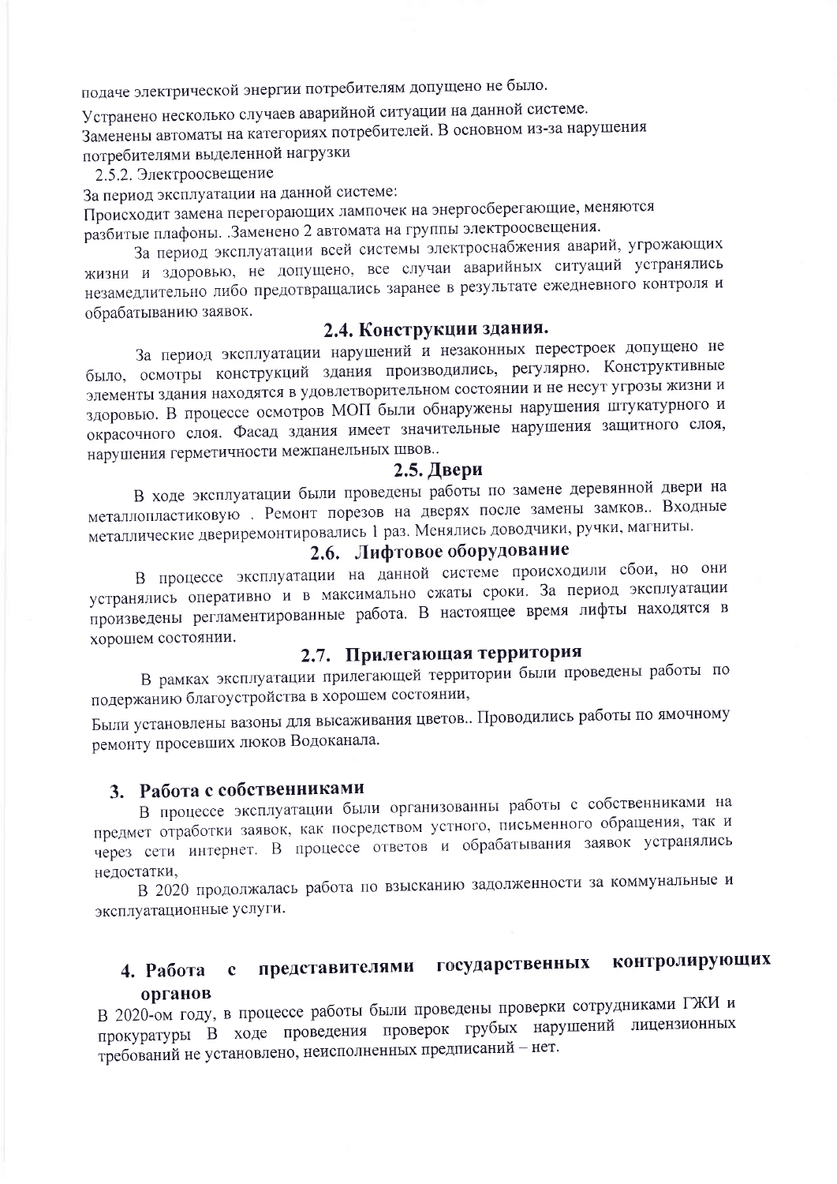подаче электрической энергии потребителям допущено не было.

Устранено несколько случаев аварийной ситуации на данной системе.
Заменены автоматы на категориях потребителей. В основном из-за нарушения потребителями выделенной нагрузки

2.5.2. Электроосвещение

За период эксплуатации на данной системе:
Происходит замена перегорающих лампочек на энергосберегающие, меняются разбитые плафоны. .Заменено 2 автомата на группы электроосвещения.

За период эксплуатации всей системы электроснабжения аварий, угрожающих жизни и здоровью, не допущено, все случаи аварийных ситуаций устранялись незамедлительно либо предотвращались заранее в результате ежедневного контроля и обрабатыванию заявок.

## 2.4. Конструкции здания.

За период эксплуатации нарушений и незаконных перестроек допущено не было, осмотры конструкций здания производились, регулярно. Конструктивные элементы здания находятся в удовлетворительном состоянии и не несут угрозы жизни и здоровью. В процессе осмотров МОП были обнаружены нарушения штукатурного и окрасочного слоя. Фасад здания имеет значительные нарушения защитного слоя, нарушения герметичности межпанельных швов..

## 2.5. Двери

В ходе эксплуатации были проведены работы по замене деревянной двери на металлопластиковую . Ремонт порезов на дверях после замены замков.. Входные металлические двериремонтировались 1 раз. Менялись доводчики, ручки, магниты.

## 2.6. Лифтовое оборудование

В процессе эксплуатации на данной системе происходили сбои, но они устранялись оперативно и в максимально сжаты сроки. За период эксплуатации произведены регламентированные работа. В настоящее время лифты находятся в хорошем состоянии.

## 2.7. Прилегающая территория

В рамках эксплуатации прилегающей территории были проведены работы по подержанию благоустройства в хорошем состоянии,

Были установлены вазоны для высаживания цветов.. Проводились работы по ямочному ремонту просевших люков Водоканала.

## 3. Работа с собственниками

В процессе эксплуатации были организованны работы с собственниками на предмет отработки заявок, как посредством устного, письменного обращения, так и через сети интернет. В процессе ответов и обрабатывания заявок устранялись недостатки,

В 2020 продолжалась работа по взысканию задолженности за коммунальные и эксплуатационные услуги.

## 4. Работа с представителями государственных контролирующих органов

В 2020-ом году, в процессе работы были проведены проверки сотрудниками ГЖИ и прокуратуры В ходе проведения проверок грубых нарушений лицензионных требований не установлено, неисполненных предписаний – нет.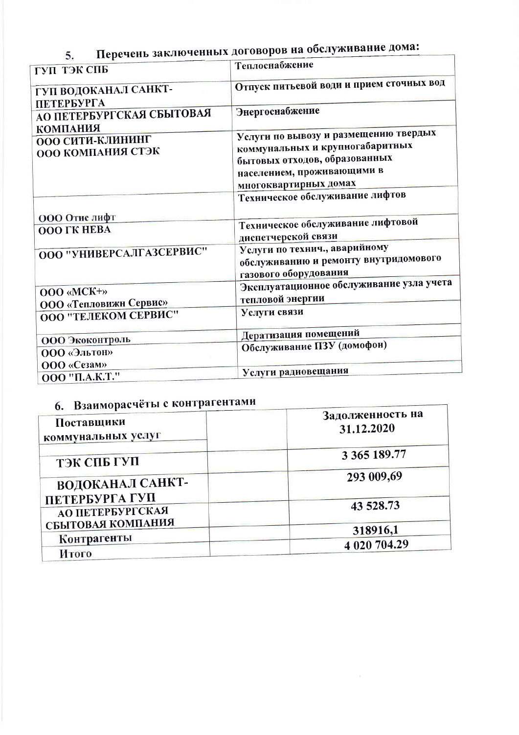## 5. Перечень заключенных договоров на обслуживание дома:

| | |
|---|---|
| ГУП ТЭК СПБ | Теплоснабжение |
| ГУП ВОДОКАНАЛ САНКТ-ПЕТЕРБУРГА | Отпуск питьевой води и прием сточных вод |
| АО ПЕТЕРБУРГСКАЯ СБЫТОВАЯ КОМПАНИЯ | Энергоснабжение |
| ООО СИТИ-КЛИНИНГ<br>ООО КОМПАНИЯ СТЭК | Услуги по вывозу и размещению твердых коммунальных и крупногабаритных бытовых отходов, образованных населением, проживающими в многоквартирных домах |
| ООО Отис лифт | Техническое обслуживание лифтов |
| ООО ГК НЕВА | Техническое обслуживание лифтовой диспетчерской связи |
| ООО "УНИВЕРСАЛГАЗСЕРВИС" | Услуги по технич., аварийному обслуживанию и ремонту внутридомового газового оборудования |
| ООО «МСК+»<br>ООО «Тепловижн Сервис» | Эксплуатационное обслуживание узла учета тепловой энергии |
| ООО "ТЕЛЕКОМ СЕРВИС" | Услуги связи |
| ООО Экоконтроль | Дератизация помещений |
| ООО «Эльтон»<br>ООО «Сезам» | Обслуживание ПЗУ (домофон) |
| ООО "П.А.К.Т." | Услуги радиовещания |

## 6. Взаиморасчёты с контрагентами

| Поставщики коммунальных услуг | | Задолженность на 31.12.2020 |
|---|---|---|
| ТЭК СПБ ГУП | | 3 365 189.77 |
| ВОДОКАНАЛ САНКТ-ПЕТЕРБУРГА ГУП | | 293 009,69 |
| АО ПЕТЕРБУРГСКАЯ СБЫТОВАЯ КОМПАНИЯ | | 43 528.73 |
| Контрагенты | | 318916,1 |
| Итого | | 4 020 704.29 |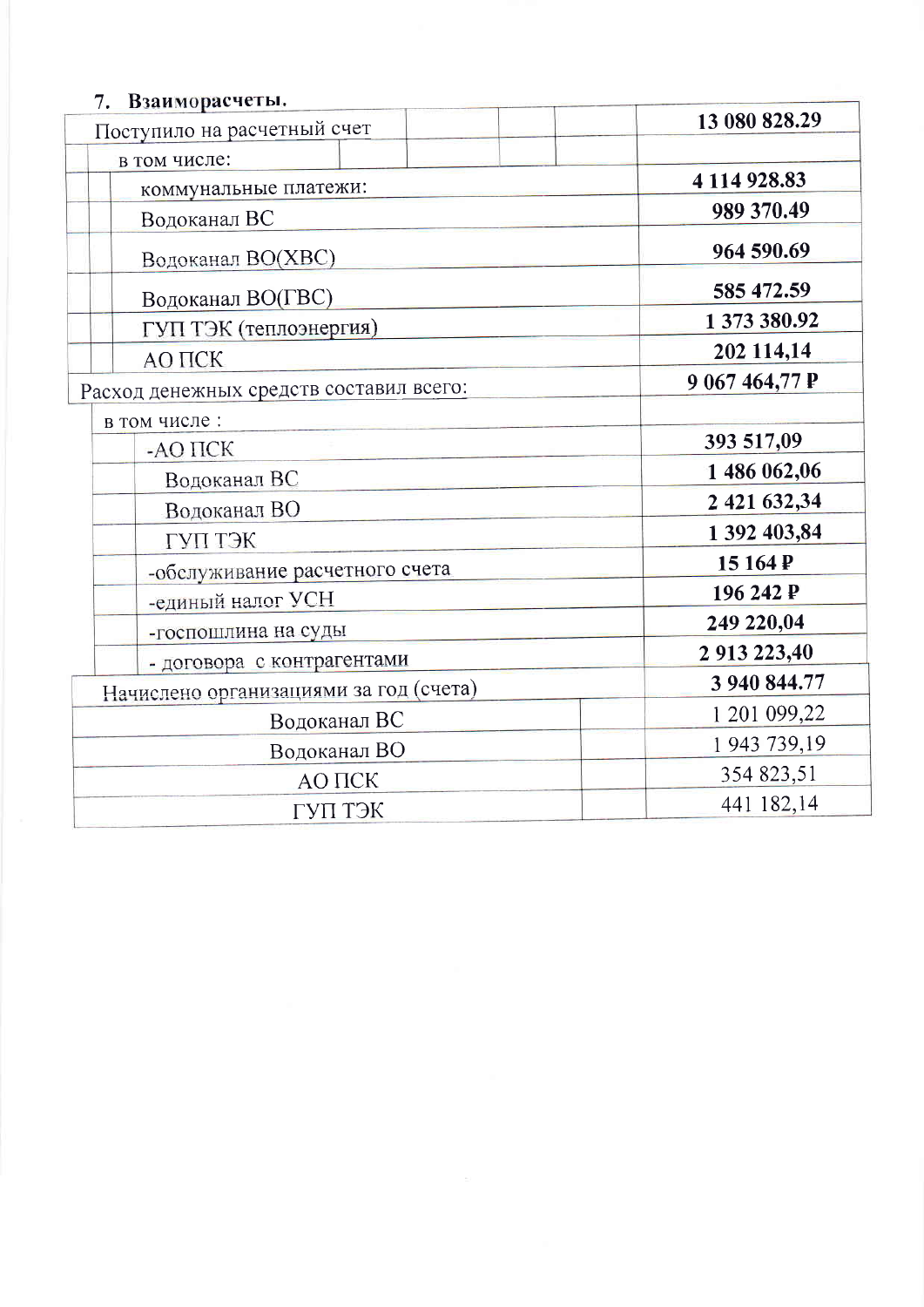## 7. Взаиморасчеты.

| Статья | Сумма |
|---|---|
| Поступило на расчетный счет | **13 080 828.29** |
| в том числе: | |
| коммунальные платежи: | **4 114 928.83** |
| Водоканал ВС | **989 370.49** |
| Водоканал ВО(ХВС) | **964 590.69** |
| Водоканал ВО(ГВС) | **585 472.59** |
| ГУП ТЭК (теплоэнергия) | **1 373 380.92** |
| АО ПСК | **202 114,14** |
| Расход денежных средств составил всего: | **9 067 464,77 ₽** |
| в том числе : | |
| -АО ПСК | **393 517,09** |
| Водоканал ВС | **1 486 062,06** |
| Водоканал ВО | **2 421 632,34** |
| ГУП ТЭК | **1 392 403,84** |
| -обслуживание расчетного счета | **15 164 ₽** |
| -единый налог УСН | **196 242 ₽** |
| -госпошлина на суды | **249 220,04** |
| - договора с контрагентами | **2 913 223,40** |
| Начислено организациями за год (счета) | **3 940 844.77** |
| Водоканал ВС | 1 201 099,22 |
| Водоканал ВО | 1 943 739,19 |
| АО ПСК | 354 823,51 |
| ГУП ТЭК | 441 182,14 |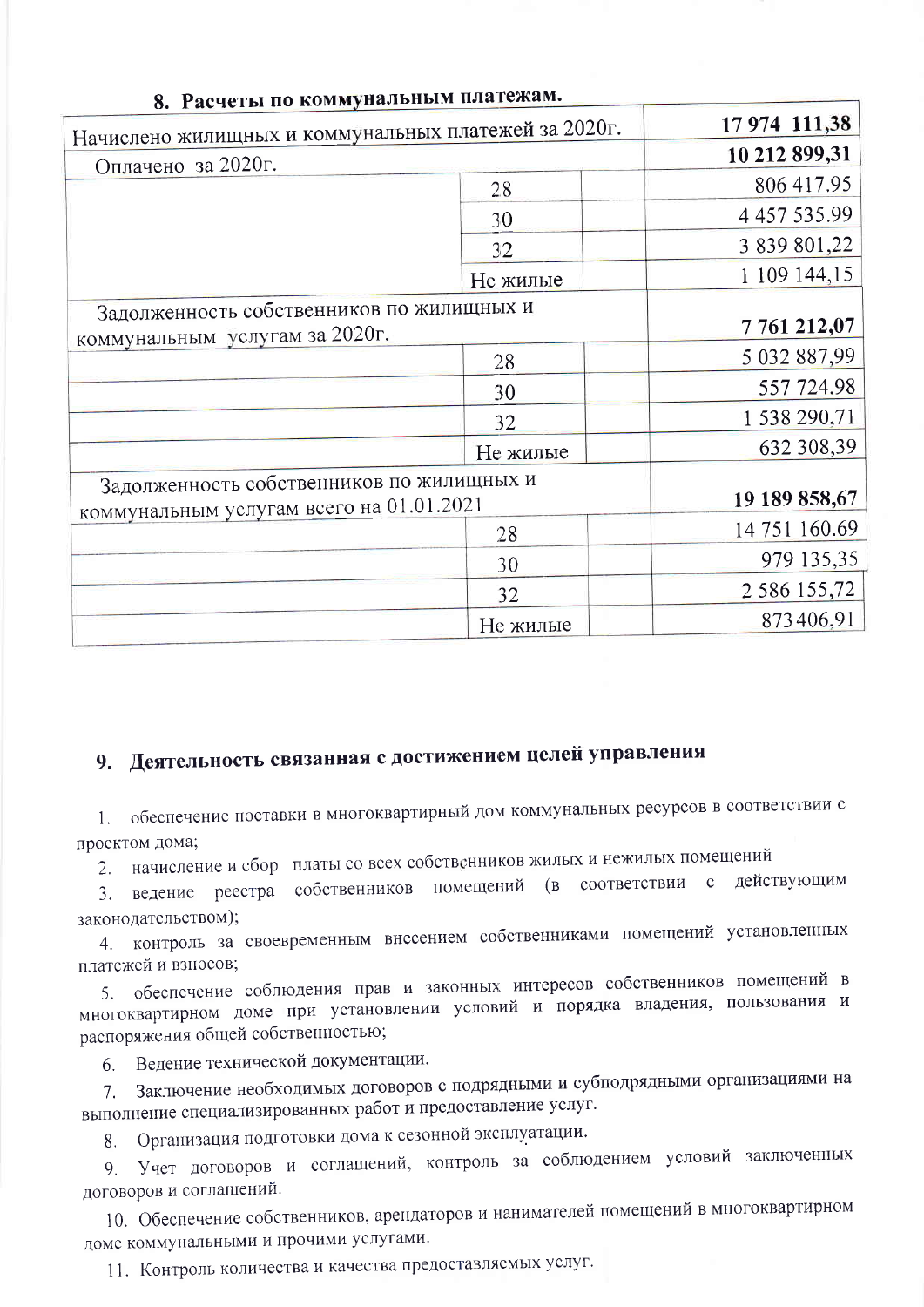## 8. Расчеты по коммунальным платежам.

| | | | |
|---|---|---|---|
| Начислено жилищных и коммунальных платежей за 2020г. | | | **17 974 111,38** |
| Оплачено за 2020г. | | | **10 212 899,31** |
| | 28 | | 806 417.95 |
| | 30 | | 4 457 535.99 |
| | 32 | | 3 839 801,22 |
| | Не жилые | | 1 109 144,15 |
| Задолженность собственников по жилищных и коммунальным услугам за 2020г. | | | **7 761 212,07** |
| | 28 | | 5 032 887,99 |
| | 30 | | 557 724.98 |
| | 32 | | 1 538 290,71 |
| | Не жилые | | 632 308,39 |
| Задолженность собственников по жилищных и коммунальным услугам всего на 01.01.2021 | | | **19 189 858,67** |
| | 28 | | 14 751 160.69 |
| | 30 | | 979 135,35 |
| | 32 | | 2 586 155,72 |
| | Не жилые | | 873 406,91 |

## 9. Деятельность связанная с достижением целей управления

1. обеспечение поставки в многоквартирный дом коммунальных ресурсов в соответствии с проектом дома;
2. начисление и сбор платы со всех собственников жилых и нежилых помещений
3. ведение реестра собственников помещений (в соответствии с действующим законодательством);
4. контроль за своевременным внесением собственниками помещений установленных платежей и взносов;
5. обеспечение соблюдения прав и законных интересов собственников помещений в многоквартирном доме при установлении условий и порядка владения, пользования и распоряжения общей собственностью;
6. Ведение технической документации.
7. Заключение необходимых договоров с подрядными и субподрядными организациями на выполнение специализированных работ и предоставление услуг.
8. Организация подготовки дома к сезонной эксплуатации.
9. Учет договоров и соглашений, контроль за соблюдением условий заключенных договоров и соглашений.
10. Обеспечение собственников, арендаторов и нанимателей помещений в многоквартирном доме коммунальными и прочими услугами.
11. Контроль количества и качества предоставляемых услуг.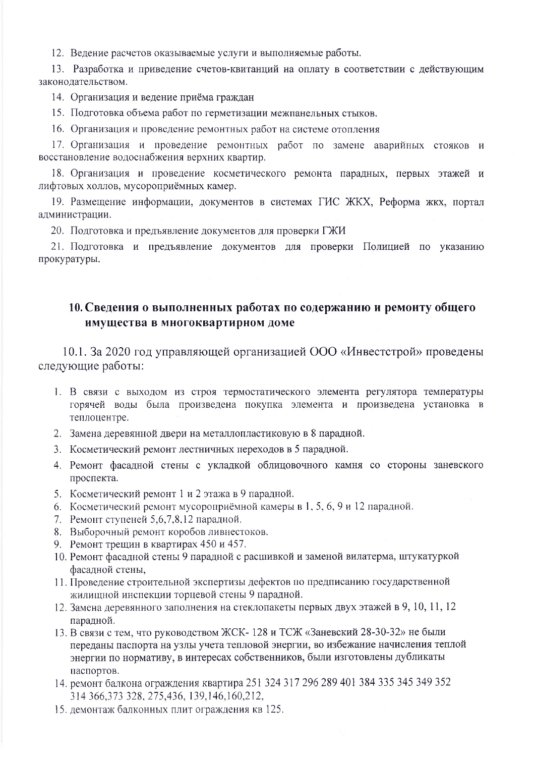12. Ведение расчетов оказываемые услуги и выполняемые работы.

13. Разработка и приведение счетов-квитанций на оплату в соответствии с действующим законодательством.

14. Организация и ведение приёма граждан

15. Подготовка объема работ по герметизации межпанельных стыков.

16. Организация и проведение ремонтных работ на системе отопления

17. Организация и проведение ремонтных работ по замене аварийных стояков и восстановление водоснабжения верхних квартир.

18. Организация и проведение косметического ремонта парадных, первых этажей и лифтовых холлов, мусороприёмных камер.

19. Размещение информации, документов в системах ГИС ЖКХ, Реформа жкх, портал администрации.

20. Подготовка и предъявление документов для проверки ГЖИ

21. Подготовка и предъявление документов для проверки Полицией по указанию прокуратуры.

## 10. Сведения о выполненных работах по содержанию и ремонту общего имущества в многоквартирном доме

10.1. За 2020 год управляющей организацией ООО «Инвестстрой» проведены следующие работы:

1. В связи с выходом из строя термостатического элемента регулятора температуры горячей воды была произведена покупка элемента и произведена установка в теплоцентре.
2. Замена деревянной двери на металлопластиковую в 8 парадной.
3. Косметический ремонт лестничных переходов в 5 парадной.
4. Ремонт фасадной стены с укладкой облицовочного камня со стороны заневского проспекта.
5. Косметический ремонт 1 и 2 этажа в 9 парадной.
6. Косметический ремонт мусороприёмной камеры в 1, 5, 6, 9 и 12 парадной.
7. Ремонт ступеней 5,6,7,8,12 парадной.
8. Выборочный ремонт коробов ливнестоков.
9. Ремонт трещин в квартирах 450 и 457.
10. Ремонт фасадной стены 9 парадной с расшивкой и заменой вилатерма, штукатуркой фасадной стены,
11. Проведение строительной экспертизы дефектов по предписанию государственной жилищной инспекции торцевой стены 9 парадной.
12. Замена деревянного заполнения на стеклопакеты первых двух этажей в 9, 10, 11, 12 парадной.
13. В связи с тем, что руководством ЖСК- 128 и ТСЖ «Заневский 28-30-32» не были переданы паспорта на узлы учета тепловой энергии, во избежание начисления теплой энергии по нормативу, в интересах собственников, были изготовлены дубликаты паспортов.
14. ремонт балкона ограждения квартира 251 324 317 296 289 401 384 335 345 349 352 314 366,373 328, 275,436, 139,146,160,212,
15. демонтаж балконных плит ограждения кв 125.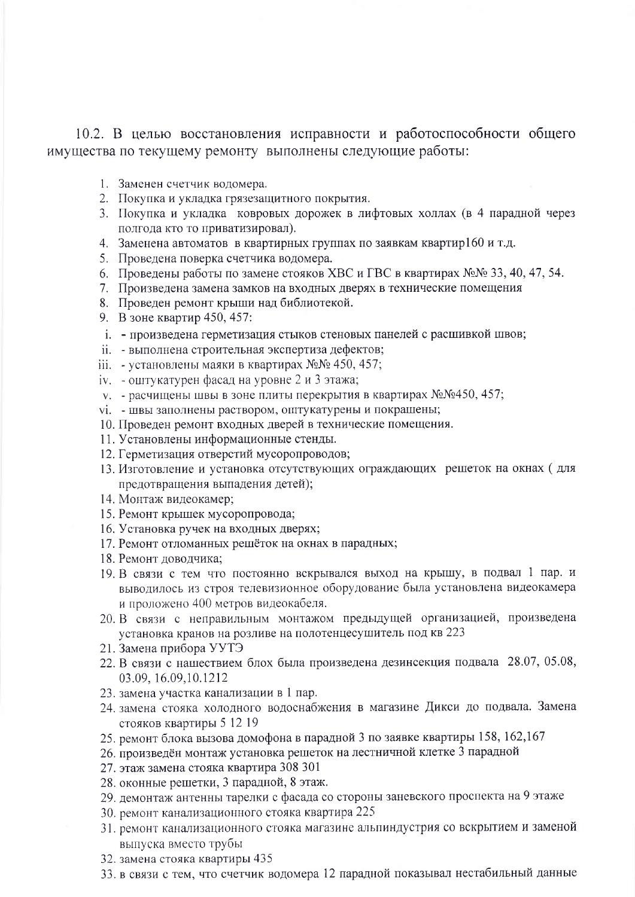10.2. В целью восстановления исправности и работоспособности общего имущества по текущему ремонту выполнены следующие работы:

1. Заменен счетчик водомера.
2. Покупка и укладка грязезащитного покрытия.
3. Покупка и укладка ковровых дорожек в лифтовых холлах (в 4 парадной через полгода кто то приватизировал).
4. Заменена автоматов в квартирных группах по заявкам квартир160 и т.д.
5. Проведена поверка счетчика водомера.
6. Проведены работы по замене стояков ХВС и ГВС в квартирах №№ 33, 40, 47, 54.
7. Произведена замена замков на входных дверях в технические помещения
8. Проведен ремонт крыши над библиотекой.
9. В зоне квартир 450, 457:
   - i. - произведена герметизация стыков стеновых панелей с расшивкой швов;
   - ii. - выполнена строительная экспертиза дефектов;
   - iii. - установлены маяки в квартирах №№ 450, 457;
   - iv. - оштукатурен фасад на уровне 2 и 3 этажа;
   - v. - расчищены швы в зоне плиты перекрытия в квартирах №№450, 457;
   - vi. - швы заполнены раствором, оштукатурены и покрашены;
10. Проведен ремонт входных дверей в технические помещения.
11. Установлены информационные стенды.
12. Герметизация отверстий мусоропроводов;
13. Изготовление и установка отсутствующих ограждающих решеток на окнах ( для предотвращения выпадения детей);
14. Монтаж видеокамер;
15. Ремонт крышек мусоропровода;
16. Установка ручек на входных дверях;
17. Ремонт отломанных решёток на окнах в парадных;
18. Ремонт доводчика;
19. В связи с тем что постоянно вскрывался выход на крышу, в подвал 1 пар. и выводилось из строя телевизионное оборудование была установлена видеокамера и проложено 400 метров видеокабеля.
20. В связи с неправильным монтажом предыдущей организацией, произведена установка кранов на розливе на полотенцесушитель под кв 223
21. Замена прибора УУТЭ
22. В связи с нашествием блох была произведена дезинсекция подвала 28.07, 05.08, 03.09, 16.09,10.1212
23. замена участка канализации в 1 пар.
24. замена стояка холодного водоснабжения в магазине Дикси до подвала. Замена стояков квартиры 5 12 19
25. ремонт блока вызова домофона в парадной 3 по заявке квартиры 158, 162,167
26. произведён монтаж установка решеток на лестничной клетке 3 парадной
27. этаж замена стояка квартира 308 301
28. оконные решетки, 3 парадной, 8 этаж.
29. демонтаж антенны тарелки с фасада со стороны заневского проспекта на 9 этаже
30. ремонт канализационного стояка квартира 225
31. ремонт канализационного стояка магазине альпиндустрия со вскрытием и заменой выпуска вместо трубы
32. замена стояка квартиры 435
33. в связи с тем, что счетчик водомера 12 парадной показывал нестабильный данные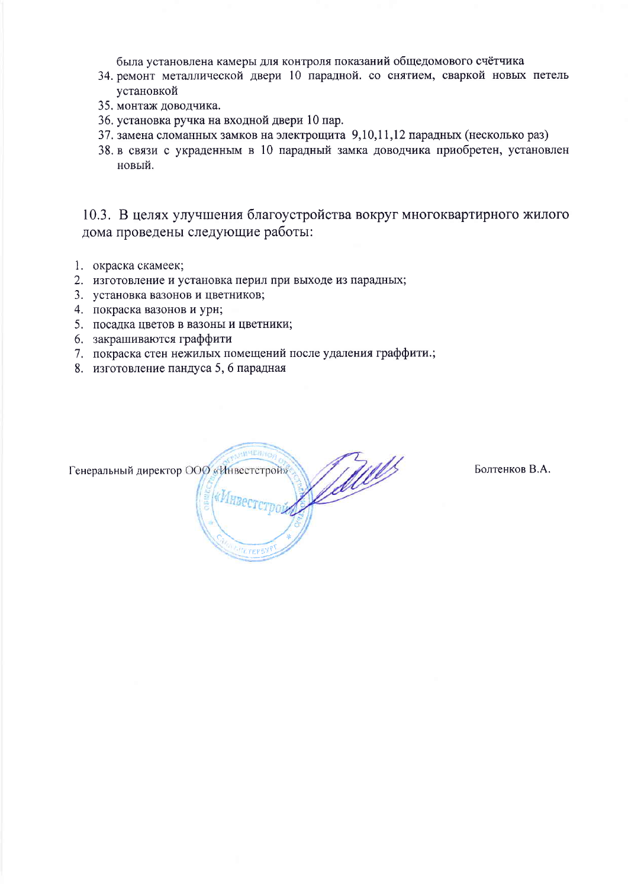была установлена камеры для контроля показаний общедомового счётчика

34. ремонт металлической двери 10 парадной. со снятием, сваркой новых петель установкой
35. монтаж доводчика.
36. установка ручка на входной двери 10 пар.
37. замена сломанных замков на электрощита 9,10,11,12 парадных (несколько раз)
38. в связи с украденным в 10 парадный замка доводчика приобретен, установлен новый.

## 10.3. В целях улучшения благоустройства вокруг многоквартирного жилого дома проведены следующие работы:

1. окраска скамеек;
2. изготовление и установка перил при выходе из парадных;
3. установка вазонов и цветников;
4. покраска вазонов и урн;
5. посадка цветов в вазоны и цветники;
6. закрашиваются граффити
7. покраска стен нежилых помещений после удаления граффити.;
8. изготовление пандуса 5, 6 парадная

Генеральный директор ООО «Инвестетрой» Болтенков В.А.